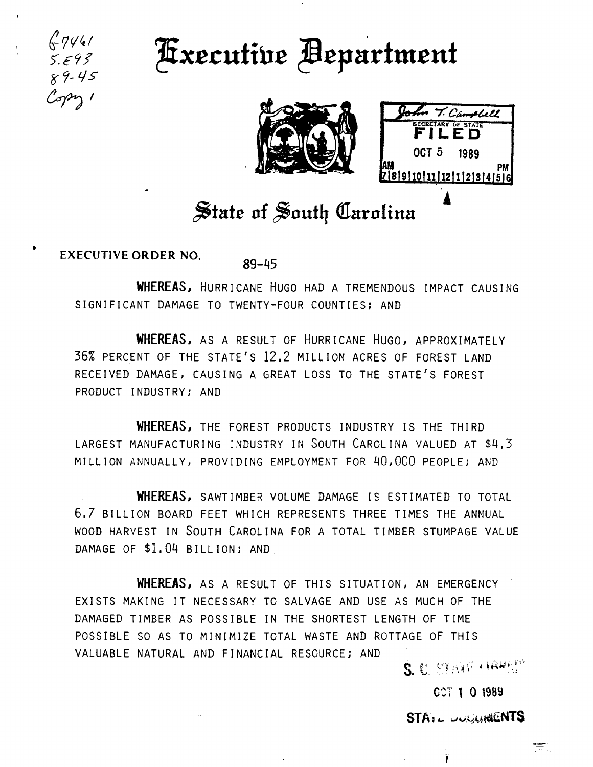G7461
S.E93
89-45
Copy 1

# Executive Department

John T. Campbell
SECRETARY OF STATE
FILED
OCT 5 1989
AM 7|8|9|10|11|12|1|2|3|4|5|6 PM

## State of South Carolina

EXECUTIVE ORDER NO. 89-45

**WHEREAS,** HURRICANE HUGO HAD A TREMENDOUS IMPACT CAUSING SIGNIFICANT DAMAGE TO TWENTY-FOUR COUNTIES; AND

**WHEREAS,** AS A RESULT OF HURRICANE HUGO, APPROXIMATELY 36% PERCENT OF THE STATE'S 12.2 MILLION ACRES OF FOREST LAND RECEIVED DAMAGE, CAUSING A GREAT LOSS TO THE STATE'S FOREST PRODUCT INDUSTRY; AND

**WHEREAS,** THE FOREST PRODUCTS INDUSTRY IS THE THIRD LARGEST MANUFACTURING INDUSTRY IN SOUTH CAROLINA VALUED AT $4.3 MILLION ANNUALLY, PROVIDING EMPLOYMENT FOR 40,000 PEOPLE; AND

**WHEREAS,** SAWTIMBER VOLUME DAMAGE IS ESTIMATED TO TOTAL 6.7 BILLION BOARD FEET WHICH REPRESENTS THREE TIMES THE ANNUAL WOOD HARVEST IN SOUTH CAROLINA FOR A TOTAL TIMBER STUMPAGE VALUE DAMAGE OF $1.04 BILLION; AND

**WHEREAS,** AS A RESULT OF THIS SITUATION, AN EMERGENCY EXISTS MAKING IT NECESSARY TO SALVAGE AND USE AS MUCH OF THE DAMAGED TIMBER AS POSSIBLE IN THE SHORTEST LENGTH OF TIME POSSIBLE SO AS TO MINIMIZE TOTAL WASTE AND ROTTAGE OF THIS VALUABLE NATURAL AND FINANCIAL RESOURCE; AND

S. C. STATE LIBRARY
OCT 1 0 1989
STATE DOCUMENTS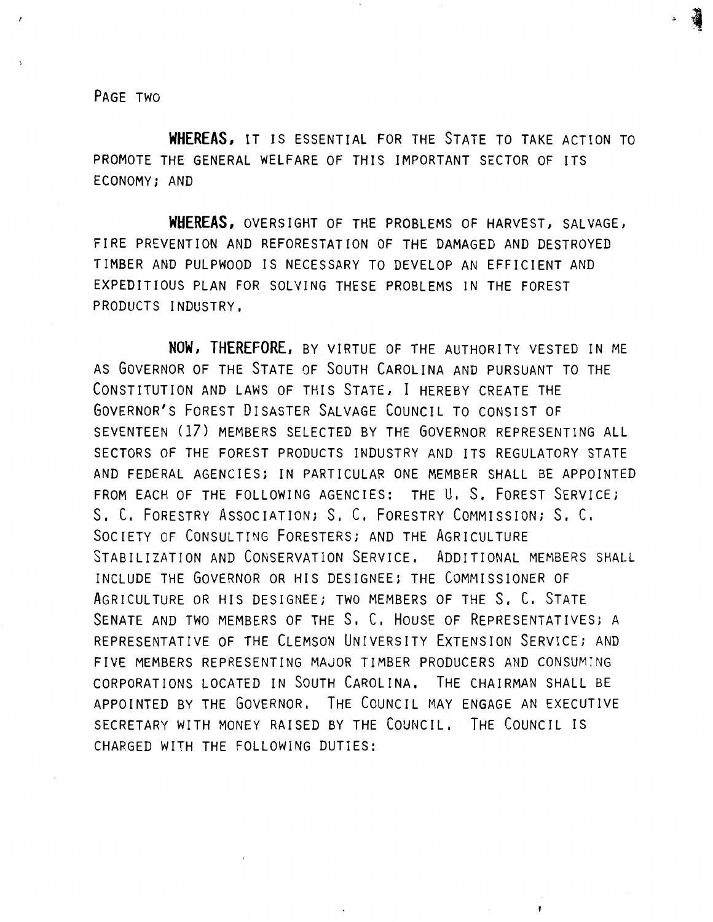**WHEREAS,** IT IS ESSENTIAL FOR THE STATE TO TAKE ACTION TO PROMOTE THE GENERAL WELFARE OF THIS IMPORTANT SECTOR OF ITS ECONOMY; AND

**WHEREAS,** OVERSIGHT OF THE PROBLEMS OF HARVEST, SALVAGE, FIRE PREVENTION AND REFORESTATION OF THE DAMAGED AND DESTROYED TIMBER AND PULPWOOD IS NECESSARY TO DEVELOP AN EFFICIENT AND EXPEDITIOUS PLAN FOR SOLVING THESE PROBLEMS IN THE FOREST PRODUCTS INDUSTRY.

**NOW, THEREFORE,** BY VIRTUE OF THE AUTHORITY VESTED IN ME AS GOVERNOR OF THE STATE OF SOUTH CAROLINA AND PURSUANT TO THE CONSTITUTION AND LAWS OF THIS STATE, I HEREBY CREATE THE GOVERNOR'S FOREST DISASTER SALVAGE COUNCIL TO CONSIST OF SEVENTEEN (17) MEMBERS SELECTED BY THE GOVERNOR REPRESENTING ALL SECTORS OF THE FOREST PRODUCTS INDUSTRY AND ITS REGULATORY STATE AND FEDERAL AGENCIES; IN PARTICULAR ONE MEMBER SHALL BE APPOINTED FROM EACH OF THE FOLLOWING AGENCIES: THE U. S. FOREST SERVICE; S. C. FORESTRY ASSOCIATION; S. C. FORESTRY COMMISSION; S. C. SOCIETY OF CONSULTING FORESTERS; AND THE AGRICULTURE STABILIZATION AND CONSERVATION SERVICE. ADDITIONAL MEMBERS SHALL INCLUDE THE GOVERNOR OR HIS DESIGNEE; THE COMMISSIONER OF AGRICULTURE OR HIS DESIGNEE; TWO MEMBERS OF THE S. C. STATE SENATE AND TWO MEMBERS OF THE S. C. HOUSE OF REPRESENTATIVES; A REPRESENTATIVE OF THE CLEMSON UNIVERSITY EXTENSION SERVICE; AND FIVE MEMBERS REPRESENTING MAJOR TIMBER PRODUCERS AND CONSUMING CORPORATIONS LOCATED IN SOUTH CAROLINA. THE CHAIRMAN SHALL BE APPOINTED BY THE GOVERNOR. THE COUNCIL MAY ENGAGE AN EXECUTIVE SECRETARY WITH MONEY RAISED BY THE COUNCIL. THE COUNCIL IS CHARGED WITH THE FOLLOWING DUTIES: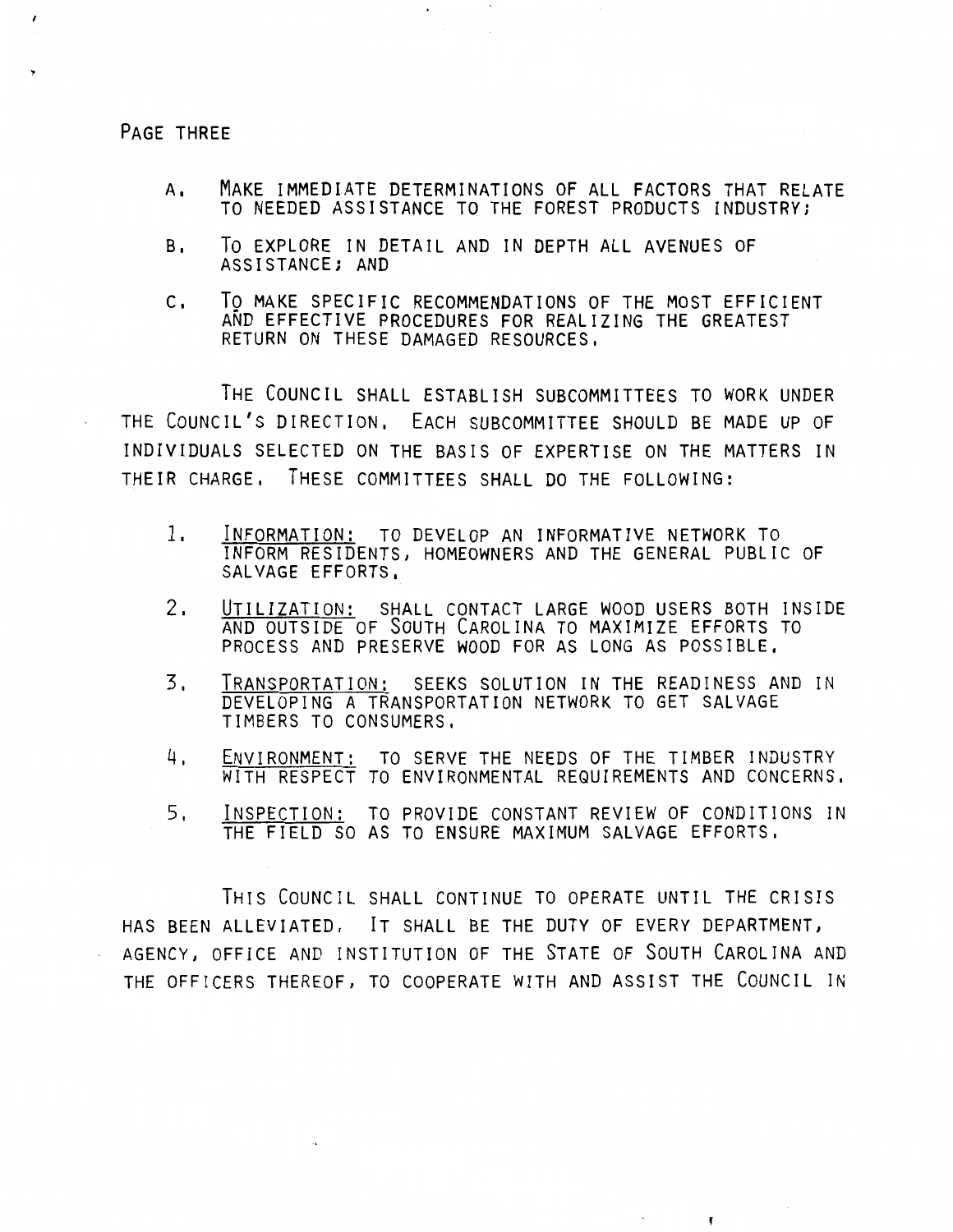A. MAKE IMMEDIATE DETERMINATIONS OF ALL FACTORS THAT RELATE TO NEEDED ASSISTANCE TO THE FOREST PRODUCTS INDUSTRY;

B. TO EXPLORE IN DETAIL AND IN DEPTH ALL AVENUES OF ASSISTANCE; AND

C. TO MAKE SPECIFIC RECOMMENDATIONS OF THE MOST EFFICIENT AND EFFECTIVE PROCEDURES FOR REALIZING THE GREATEST RETURN ON THESE DAMAGED RESOURCES.

THE COUNCIL SHALL ESTABLISH SUBCOMMITTEES TO WORK UNDER THE COUNCIL'S DIRECTION. EACH SUBCOMMITTEE SHOULD BE MADE UP OF INDIVIDUALS SELECTED ON THE BASIS OF EXPERTISE ON THE MATTERS IN THEIR CHARGE. THESE COMMITTEES SHALL DO THE FOLLOWING:

1. INFORMATION: TO DEVELOP AN INFORMATIVE NETWORK TO INFORM RESIDENTS, HOMEOWNERS AND THE GENERAL PUBLIC OF SALVAGE EFFORTS.

2. UTILIZATION: SHALL CONTACT LARGE WOOD USERS BOTH INSIDE AND OUTSIDE OF SOUTH CAROLINA TO MAXIMIZE EFFORTS TO PROCESS AND PRESERVE WOOD FOR AS LONG AS POSSIBLE.

3. TRANSPORTATION: SEEKS SOLUTION IN THE READINESS AND IN DEVELOPING A TRANSPORTATION NETWORK TO GET SALVAGE TIMBERS TO CONSUMERS.

4. ENVIRONMENT: TO SERVE THE NEEDS OF THE TIMBER INDUSTRY WITH RESPECT TO ENVIRONMENTAL REQUIREMENTS AND CONCERNS.

5. INSPECTION: TO PROVIDE CONSTANT REVIEW OF CONDITIONS IN THE FIELD SO AS TO ENSURE MAXIMUM SALVAGE EFFORTS.

THIS COUNCIL SHALL CONTINUE TO OPERATE UNTIL THE CRISIS HAS BEEN ALLEVIATED. IT SHALL BE THE DUTY OF EVERY DEPARTMENT, AGENCY, OFFICE AND INSTITUTION OF THE STATE OF SOUTH CAROLINA AND THE OFFICERS THEREOF, TO COOPERATE WITH AND ASSIST THE COUNCIL IN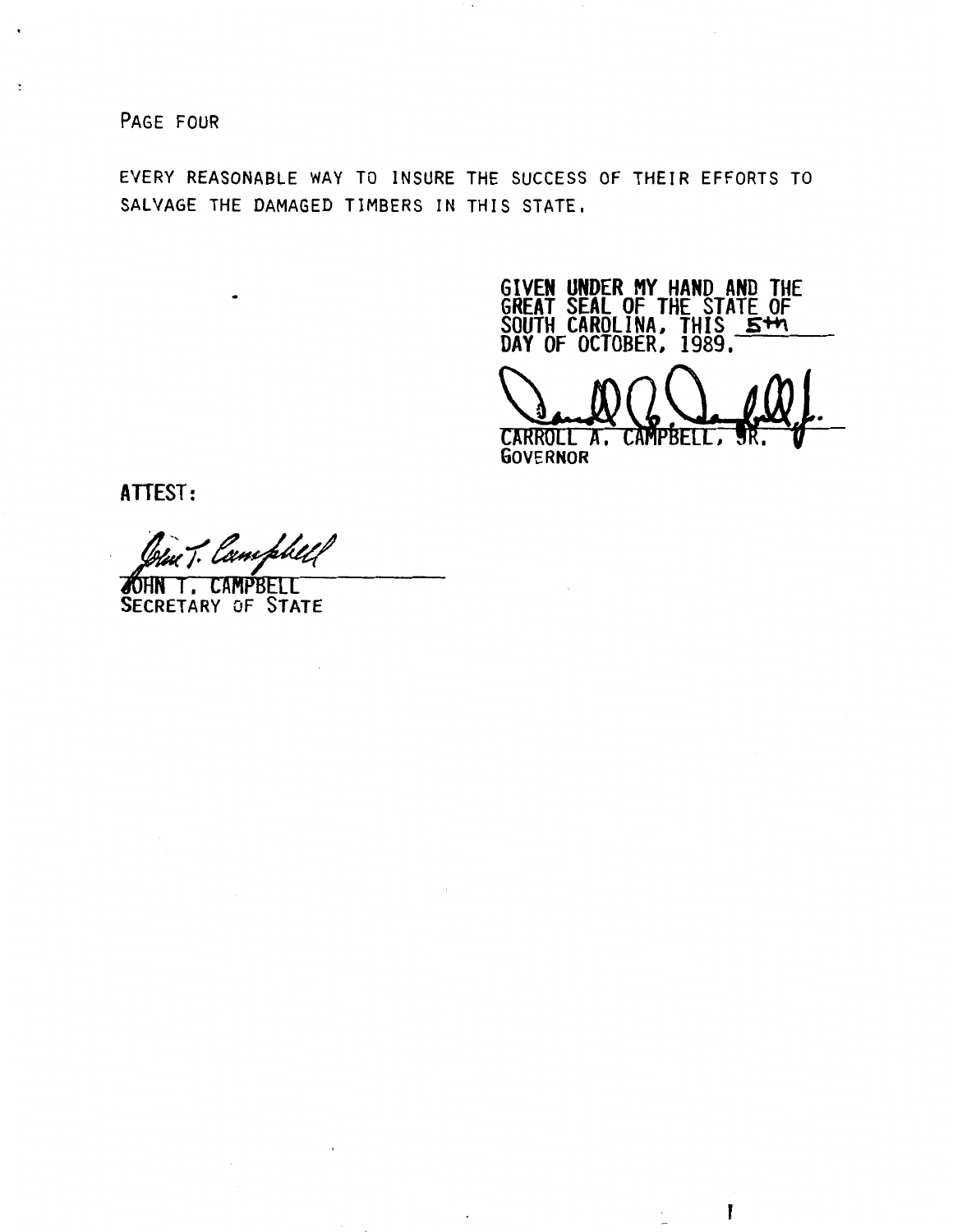PAGE FOUR

EVERY REASONABLE WAY TO INSURE THE SUCCESS OF THEIR EFFORTS TO SALVAGE THE DAMAGED TIMBERS IN THIS STATE.

GIVEN UNDER MY HAND AND THE GREAT SEAL OF THE STATE OF SOUTH CAROLINA, THIS 5th DAY OF OCTOBER, 1989.

CARROLL A. CAMPBELL, JR.
GOVERNOR

ATTEST:

JOHN T. CAMPBELL
SECRETARY OF STATE